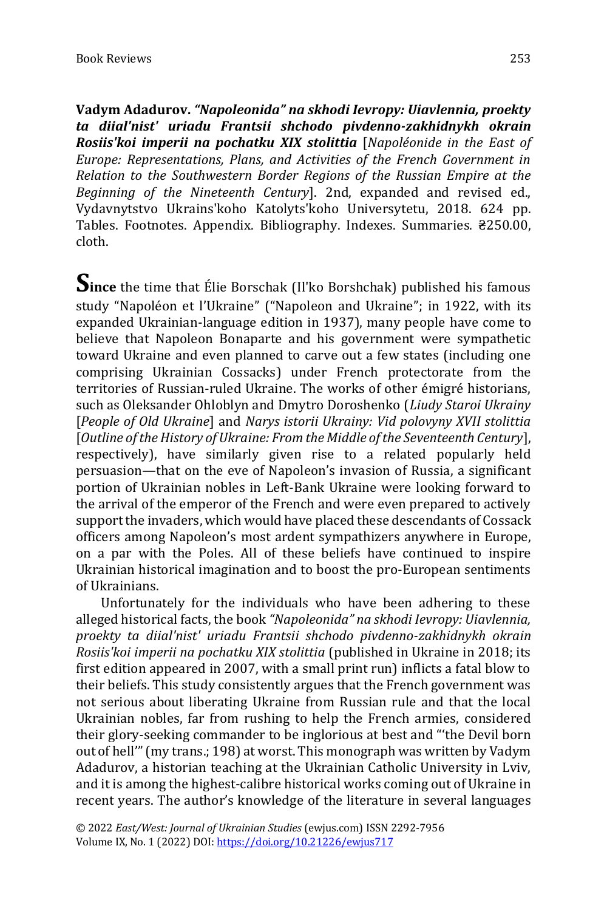**Vadym Adadurov.** ***"Napoleonida" na skhodi Ievropy: Uiavlennia, proekty ta diial'nist' uriadu Frantsii shchodo pivdenno-zakhidnykh okrain Rosiis'koi imperii na pochatku XIX stolittia*** [*Napoléonide in the East of Europe: Representations, Plans, and Activities of the French Government in Relation to the Southwestern Border Regions of the Russian Empire at the Beginning of the Nineteenth Century*]. 2nd, expanded and revised ed., Vydavnytstvo Ukrains'koho Katolyts'koho Universytetu, 2018. 624 pp. Tables. Footnotes. Appendix. Bibliography. Indexes. Summaries. ₴250.00, cloth.

**Since** the time that Élie Borschak (Il'ko Borshchak) published his famous study "Napoléon et l'Ukraine" ("Napoleon and Ukraine"; in 1922, with its expanded Ukrainian-language edition in 1937), many people have come to believe that Napoleon Bonaparte and his government were sympathetic toward Ukraine and even planned to carve out a few states (including one comprising Ukrainian Cossacks) under French protectorate from the territories of Russian-ruled Ukraine. The works of other émigré historians, such as Oleksander Ohloblyn and Dmytro Doroshenko (*Liudy Staroi Ukrainy* [*People of Old Ukraine*] and *Narys istorii Ukrainy: Vid polovyny XVII stolittia* [*Outline of the History of Ukraine: From the Middle of the Seventeenth Century*], respectively), have similarly given rise to a related popularly held persuasion—that on the eve of Napoleon's invasion of Russia, a significant portion of Ukrainian nobles in Left-Bank Ukraine were looking forward to the arrival of the emperor of the French and were even prepared to actively support the invaders, which would have placed these descendants of Cossack officers among Napoleon's most ardent sympathizers anywhere in Europe, on a par with the Poles. All of these beliefs have continued to inspire Ukrainian historical imagination and to boost the pro-European sentiments of Ukrainians.

Unfortunately for the individuals who have been adhering to these alleged historical facts, the book *"Napoleonida" na skhodi Ievropy: Uiavlennia, proekty ta diial'nist' uriadu Frantsii shchodo pivdenno-zakhidnykh okrain Rosiis'koi imperii na pochatku XIX stolittia* (published in Ukraine in 2018; its first edition appeared in 2007, with a small print run) inflicts a fatal blow to their beliefs. This study consistently argues that the French government was not serious about liberating Ukraine from Russian rule and that the local Ukrainian nobles, far from rushing to help the French armies, considered their glory-seeking commander to be inglorious at best and "'the Devil born out of hell'" (my trans.; 198) at worst. This monograph was written by Vadym Adadurov, a historian teaching at the Ukrainian Catholic University in Lviv, and it is among the highest-calibre historical works coming out of Ukraine in recent years. The author's knowledge of the literature in several languages

© 2022 *East/West: Journal of Ukrainian Studies* (ewjus.com) ISSN 2292-7956
Volume IX, No. 1 (2022) DOI: https://doi.org/10.21226/ewjus717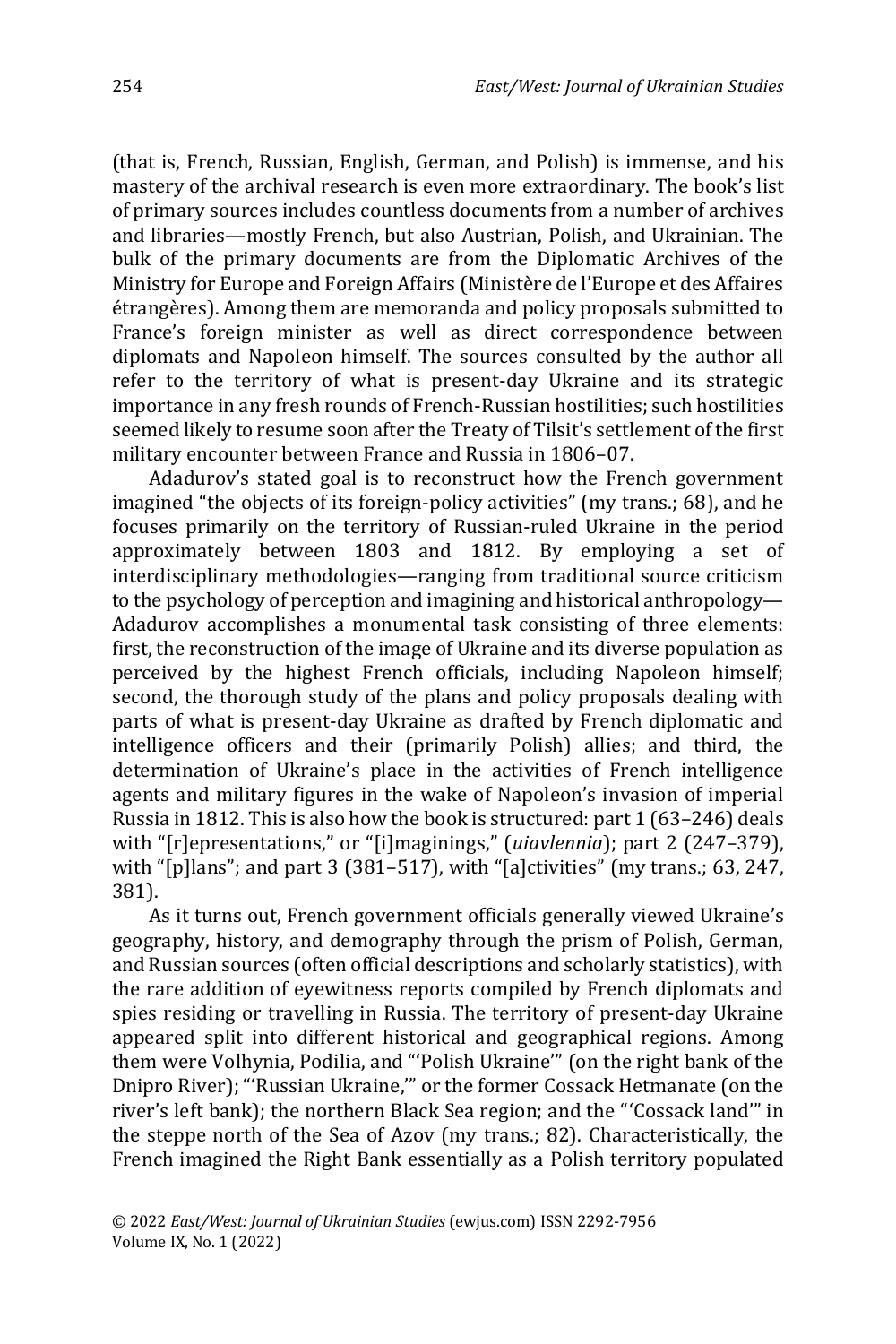(that is, French, Russian, English, German, and Polish) is immense, and his mastery of the archival research is even more extraordinary. The book's list of primary sources includes countless documents from a number of archives and libraries—mostly French, but also Austrian, Polish, and Ukrainian. The bulk of the primary documents are from the Diplomatic Archives of the Ministry for Europe and Foreign Affairs (Ministère de l'Europe et des Affaires étrangères). Among them are memoranda and policy proposals submitted to France's foreign minister as well as direct correspondence between diplomats and Napoleon himself. The sources consulted by the author all refer to the territory of what is present-day Ukraine and its strategic importance in any fresh rounds of French-Russian hostilities; such hostilities seemed likely to resume soon after the Treaty of Tilsit's settlement of the first military encounter between France and Russia in 1806–07.

Adadurov's stated goal is to reconstruct how the French government imagined "the objects of its foreign-policy activities" (my trans.; 68), and he focuses primarily on the territory of Russian-ruled Ukraine in the period approximately between 1803 and 1812. By employing a set of interdisciplinary methodologies—ranging from traditional source criticism to the psychology of perception and imagining and historical anthropology—Adadurov accomplishes a monumental task consisting of three elements: first, the reconstruction of the image of Ukraine and its diverse population as perceived by the highest French officials, including Napoleon himself; second, the thorough study of the plans and policy proposals dealing with parts of what is present-day Ukraine as drafted by French diplomatic and intelligence officers and their (primarily Polish) allies; and third, the determination of Ukraine's place in the activities of French intelligence agents and military figures in the wake of Napoleon's invasion of imperial Russia in 1812. This is also how the book is structured: part 1 (63–246) deals with "[r]epresentations," or "[i]maginings," (*uiavlennia*); part 2 (247–379), with "[p]lans"; and part 3 (381–517), with "[a]ctivities" (my trans.; 63, 247, 381).

As it turns out, French government officials generally viewed Ukraine's geography, history, and demography through the prism of Polish, German, and Russian sources (often official descriptions and scholarly statistics), with the rare addition of eyewitness reports compiled by French diplomats and spies residing or travelling in Russia. The territory of present-day Ukraine appeared split into different historical and geographical regions. Among them were Volhynia, Podilia, and "'Polish Ukraine'" (on the right bank of the Dnipro River); "'Russian Ukraine,'" or the former Cossack Hetmanate (on the river's left bank); the northern Black Sea region; and the "'Cossack land'" in the steppe north of the Sea of Azov (my trans.; 82). Characteristically, the French imagined the Right Bank essentially as a Polish territory populated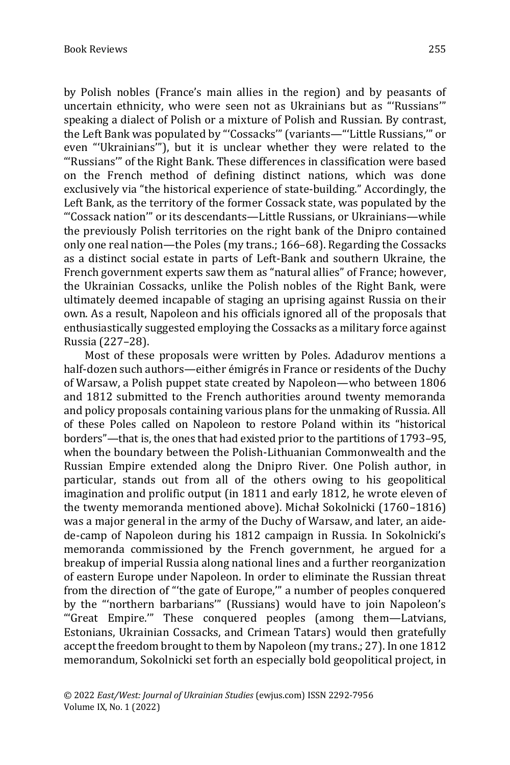by Polish nobles (France's main allies in the region) and by peasants of uncertain ethnicity, who were seen not as Ukrainians but as "'Russians'" speaking a dialect of Polish or a mixture of Polish and Russian. By contrast, the Left Bank was populated by "'Cossacks'" (variants—"'Little Russians,'" or even "'Ukrainians'"), but it is unclear whether they were related to the "'Russians'" of the Right Bank. These differences in classification were based on the French method of defining distinct nations, which was done exclusively via "the historical experience of state-building." Accordingly, the Left Bank, as the territory of the former Cossack state, was populated by the "'Cossack nation'" or its descendants—Little Russians, or Ukrainians—while the previously Polish territories on the right bank of the Dnipro contained only one real nation—the Poles (my trans.; 166–68). Regarding the Cossacks as a distinct social estate in parts of Left-Bank and southern Ukraine, the French government experts saw them as "natural allies" of France; however, the Ukrainian Cossacks, unlike the Polish nobles of the Right Bank, were ultimately deemed incapable of staging an uprising against Russia on their own. As a result, Napoleon and his officials ignored all of the proposals that enthusiastically suggested employing the Cossacks as a military force against Russia (227–28).

Most of these proposals were written by Poles. Adadurov mentions a half-dozen such authors—either émigrés in France or residents of the Duchy of Warsaw, a Polish puppet state created by Napoleon—who between 1806 and 1812 submitted to the French authorities around twenty memoranda and policy proposals containing various plans for the unmaking of Russia. All of these Poles called on Napoleon to restore Poland within its "historical borders"—that is, the ones that had existed prior to the partitions of 1793–95, when the boundary between the Polish-Lithuanian Commonwealth and the Russian Empire extended along the Dnipro River. One Polish author, in particular, stands out from all of the others owing to his geopolitical imagination and prolific output (in 1811 and early 1812, he wrote eleven of the twenty memoranda mentioned above). Michał Sokolnicki (1760–1816) was a major general in the army of the Duchy of Warsaw, and later, an aide-de-camp of Napoleon during his 1812 campaign in Russia. In Sokolnicki's memoranda commissioned by the French government, he argued for a breakup of imperial Russia along national lines and a further reorganization of eastern Europe under Napoleon. In order to eliminate the Russian threat from the direction of "'the gate of Europe,'" a number of peoples conquered by the "'northern barbarians'" (Russians) would have to join Napoleon's "'Great Empire.'" These conquered peoples (among them—Latvians, Estonians, Ukrainian Cossacks, and Crimean Tatars) would then gratefully accept the freedom brought to them by Napoleon (my trans.; 27). In one 1812 memorandum, Sokolnicki set forth an especially bold geopolitical project, in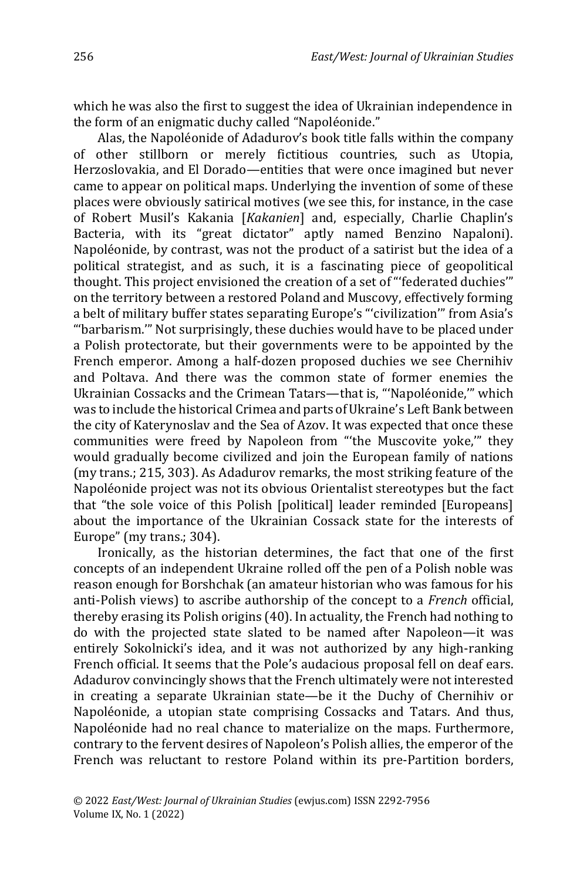which he was also the first to suggest the idea of Ukrainian independence in the form of an enigmatic duchy called "Napoléonide."

Alas, the Napoléonide of Adadurov's book title falls within the company of other stillborn or merely fictitious countries, such as Utopia, Herzoslovakia, and El Dorado—entities that were once imagined but never came to appear on political maps. Underlying the invention of some of these places were obviously satirical motives (we see this, for instance, in the case of Robert Musil's Kakania [*Kakanien*] and, especially, Charlie Chaplin's Bacteria, with its "great dictator" aptly named Benzino Napaloni). Napoléonide, by contrast, was not the product of a satirist but the idea of a political strategist, and as such, it is a fascinating piece of geopolitical thought. This project envisioned the creation of a set of "'federated duchies'" on the territory between a restored Poland and Muscovy, effectively forming a belt of military buffer states separating Europe's "'civilization'" from Asia's "'barbarism.'" Not surprisingly, these duchies would have to be placed under a Polish protectorate, but their governments were to be appointed by the French emperor. Among a half-dozen proposed duchies we see Chernihiv and Poltava. And there was the common state of former enemies the Ukrainian Cossacks and the Crimean Tatars—that is, "'Napoléonide,'" which was to include the historical Crimea and parts of Ukraine's Left Bank between the city of Katerynoslav and the Sea of Azov. It was expected that once these communities were freed by Napoleon from "'the Muscovite yoke,'" they would gradually become civilized and join the European family of nations (my trans.; 215, 303). As Adadurov remarks, the most striking feature of the Napoléonide project was not its obvious Orientalist stereotypes but the fact that "the sole voice of this Polish [political] leader reminded [Europeans] about the importance of the Ukrainian Cossack state for the interests of Europe" (my trans.; 304).

Ironically, as the historian determines, the fact that one of the first concepts of an independent Ukraine rolled off the pen of a Polish noble was reason enough for Borshchak (an amateur historian who was famous for his anti-Polish views) to ascribe authorship of the concept to a *French* official, thereby erasing its Polish origins (40). In actuality, the French had nothing to do with the projected state slated to be named after Napoleon—it was entirely Sokolnicki's idea, and it was not authorized by any high-ranking French official. It seems that the Pole's audacious proposal fell on deaf ears. Adadurov convincingly shows that the French ultimately were not interested in creating a separate Ukrainian state—be it the Duchy of Chernihiv or Napoléonide, a utopian state comprising Cossacks and Tatars. And thus, Napoléonide had no real chance to materialize on the maps. Furthermore, contrary to the fervent desires of Napoleon's Polish allies, the emperor of the French was reluctant to restore Poland within its pre-Partition borders,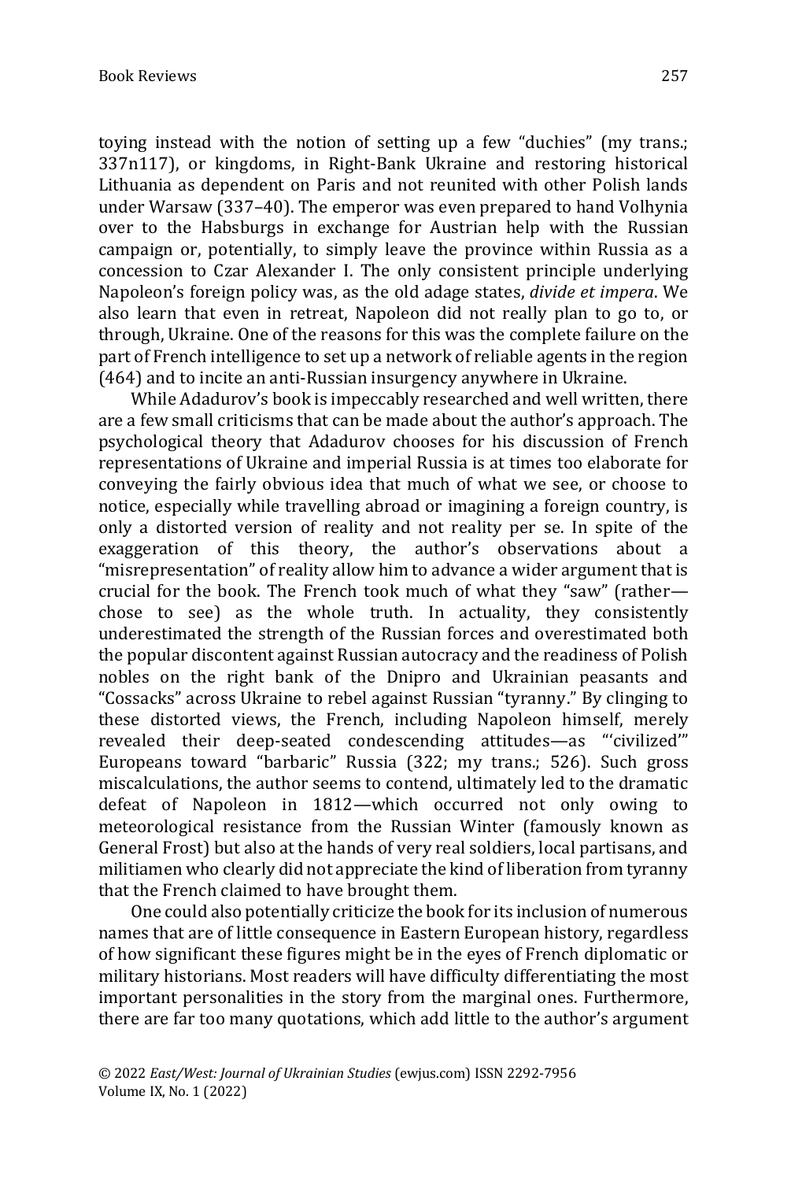toying instead with the notion of setting up a few "duchies" (my trans.; 337n117), or kingdoms, in Right-Bank Ukraine and restoring historical Lithuania as dependent on Paris and not reunited with other Polish lands under Warsaw (337–40). The emperor was even prepared to hand Volhynia over to the Habsburgs in exchange for Austrian help with the Russian campaign or, potentially, to simply leave the province within Russia as a concession to Czar Alexander I. The only consistent principle underlying Napoleon's foreign policy was, as the old adage states, *divide et impera*. We also learn that even in retreat, Napoleon did not really plan to go to, or through, Ukraine. One of the reasons for this was the complete failure on the part of French intelligence to set up a network of reliable agents in the region (464) and to incite an anti-Russian insurgency anywhere in Ukraine.

While Adadurov's book is impeccably researched and well written, there are a few small criticisms that can be made about the author's approach. The psychological theory that Adadurov chooses for his discussion of French representations of Ukraine and imperial Russia is at times too elaborate for conveying the fairly obvious idea that much of what we see, or choose to notice, especially while travelling abroad or imagining a foreign country, is only a distorted version of reality and not reality per se. In spite of the exaggeration of this theory, the author's observations about a "misrepresentation" of reality allow him to advance a wider argument that is crucial for the book. The French took much of what they "saw" (rather—chose to see) as the whole truth. In actuality, they consistently underestimated the strength of the Russian forces and overestimated both the popular discontent against Russian autocracy and the readiness of Polish nobles on the right bank of the Dnipro and Ukrainian peasants and "Cossacks" across Ukraine to rebel against Russian "tyranny." By clinging to these distorted views, the French, including Napoleon himself, merely revealed their deep-seated condescending attitudes—as "'civilized'" Europeans toward "barbaric" Russia (322; my trans.; 526). Such gross miscalculations, the author seems to contend, ultimately led to the dramatic defeat of Napoleon in 1812—which occurred not only owing to meteorological resistance from the Russian Winter (famously known as General Frost) but also at the hands of very real soldiers, local partisans, and militiamen who clearly did not appreciate the kind of liberation from tyranny that the French claimed to have brought them.

One could also potentially criticize the book for its inclusion of numerous names that are of little consequence in Eastern European history, regardless of how significant these figures might be in the eyes of French diplomatic or military historians. Most readers will have difficulty differentiating the most important personalities in the story from the marginal ones. Furthermore, there are far too many quotations, which add little to the author's argument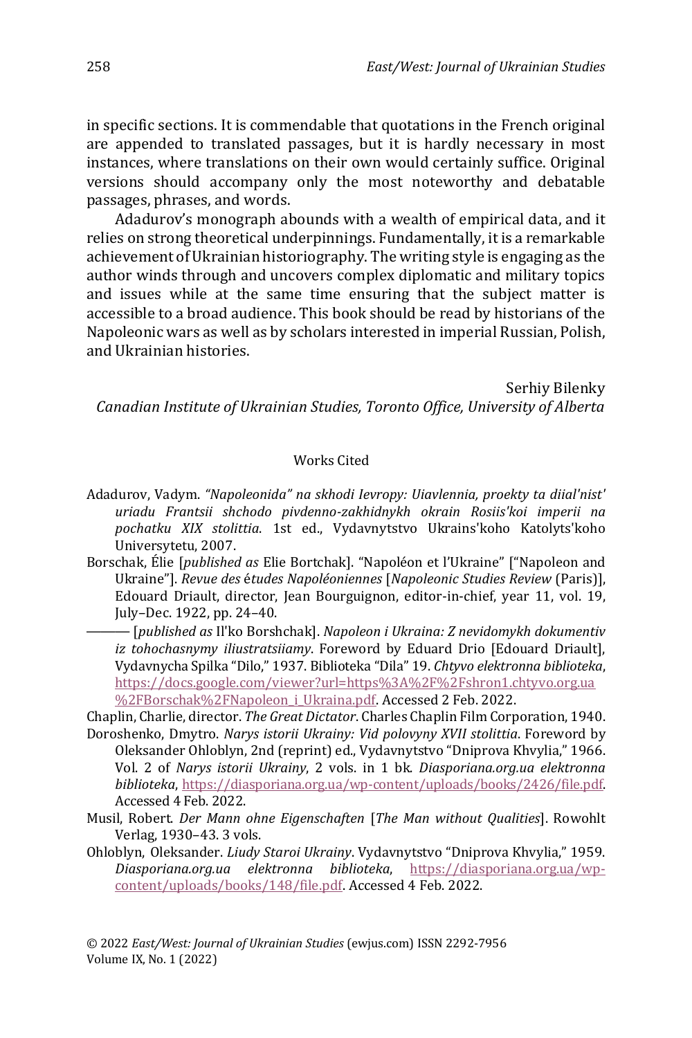in specific sections. It is commendable that quotations in the French original are appended to translated passages, but it is hardly necessary in most instances, where translations on their own would certainly suffice. Original versions should accompany only the most noteworthy and debatable passages, phrases, and words.

Adadurov's monograph abounds with a wealth of empirical data, and it relies on strong theoretical underpinnings. Fundamentally, it is a remarkable achievement of Ukrainian historiography. The writing style is engaging as the author winds through and uncovers complex diplomatic and military topics and issues while at the same time ensuring that the subject matter is accessible to a broad audience. This book should be read by historians of the Napoleonic wars as well as by scholars interested in imperial Russian, Polish, and Ukrainian histories.

Serhiy Bilenky
*Canadian Institute of Ukrainian Studies, Toronto Office, University of Alberta*

## Works Cited

Adadurov, Vadym. *"Napoleonida" na skhodi Ievropy: Uiavlennia, proekty ta diial'nist' uriadu Frantsii shchodo pivdenno-zakhidnykh okrain Rosiis'koi imperii na pochatku XIX stolittia*. 1st ed., Vydavnytstvo Ukrains'koho Katolyts'koho Universytetu, 2007.

Borschak, Élie [*published as* Elie Bortchak]. "Napoléon et l'Ukraine" ["Napoleon and Ukraine"]. *Revue des études Napoléoniennes* [*Napoleonic Studies Review* (Paris)], Edouard Driault, director, Jean Bourguignon, editor-in-chief, year 11, vol. 19, July–Dec. 1922, pp. 24–40.

——— [*published as* Il'ko Borshchak]. *Napoleon i Ukraina: Z nevidomykh dokumentiv iz tohochasnymy iliustratsiiamy*. Foreword by Eduard Drio [Edouard Driault], Vydavnycha Spilka "Dilo," 1937. Biblioteka "Dila" 19. *Chtyvo elektronna biblioteka*, https://docs.google.com/viewer?url=https%3A%2F%2Fshron1.chtyvo.org.ua%2FBorschak%2FNapoleon_i_Ukraina.pdf. Accessed 2 Feb. 2022.

Chaplin, Charlie, director. *The Great Dictator*. Charles Chaplin Film Corporation, 1940.

Doroshenko, Dmytro. *Narys istorii Ukrainy: Vid polovyny XVII stolittia*. Foreword by Oleksander Ohloblyn, 2nd (reprint) ed., Vydavnytstvo "Dniprova Khvylia," 1966. Vol. 2 of *Narys istorii Ukrainy*, 2 vols. in 1 bk. *Diasporiana.org.ua elektronna biblioteka*, https://diasporiana.org.ua/wp-content/uploads/books/2426/file.pdf. Accessed 4 Feb. 2022.

Musil, Robert. *Der Mann ohne Eigenschaften* [*The Man without Qualities*]. Rowohlt Verlag, 1930–43. 3 vols.

Ohloblyn, Oleksander. *Liudy Staroi Ukrainy*. Vydavnytstvo "Dniprova Khvylia," 1959. *Diasporiana.org.ua elektronna biblioteka*, https://diasporiana.org.ua/wp-content/uploads/books/148/file.pdf. Accessed 4 Feb. 2022.

© 2022 *East/West: Journal of Ukrainian Studies* (ewjus.com) ISSN 2292-7956
Volume IX, No. 1 (2022)